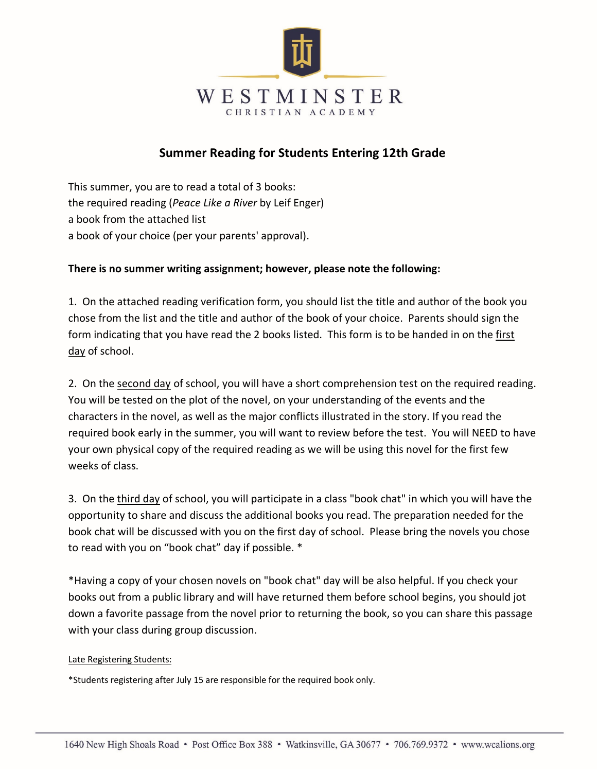WESTMINSTER

CHRISTIAN ACADEMY

## Summer Reading for Students Entering 12th Grade

This summer, you are to read a total of 3 books:
the required reading (*Peace Like a River* by Leif Enger)
a book from the attached list
a book of your choice (per your parents' approval).

**There is no summer writing assignment; however, please note the following:**

1. On the attached reading verification form, you should list the title and author of the book you chose from the list and the title and author of the book of your choice. Parents should sign the form indicating that you have read the 2 books listed. This form is to be handed in on the first day of school.

2. On the second day of school, you will have a short comprehension test on the required reading. You will be tested on the plot of the novel, on your understanding of the events and the characters in the novel, as well as the major conflicts illustrated in the story. If you read the required book early in the summer, you will want to review before the test. You will NEED to have your own physical copy of the required reading as we will be using this novel for the first few weeks of class.

3. On the third day of school, you will participate in a class "book chat" in which you will have the opportunity to share and discuss the additional books you read. The preparation needed for the book chat will be discussed with you on the first day of school. Please bring the novels you chose to read with you on "book chat" day if possible. *

*Having a copy of your chosen novels on "book chat" day will be also helpful. If you check your books out from a public library and will have returned them before school begins, you should jot down a favorite passage from the novel prior to returning the book, so you can share this passage with your class during group discussion.

Late Registering Students:

*Students registering after July 15 are responsible for the required book only.

1640 New High Shoals Road • Post Office Box 388 • Watkinsville, GA 30677 • 706.769.9372 • www.wcalions.org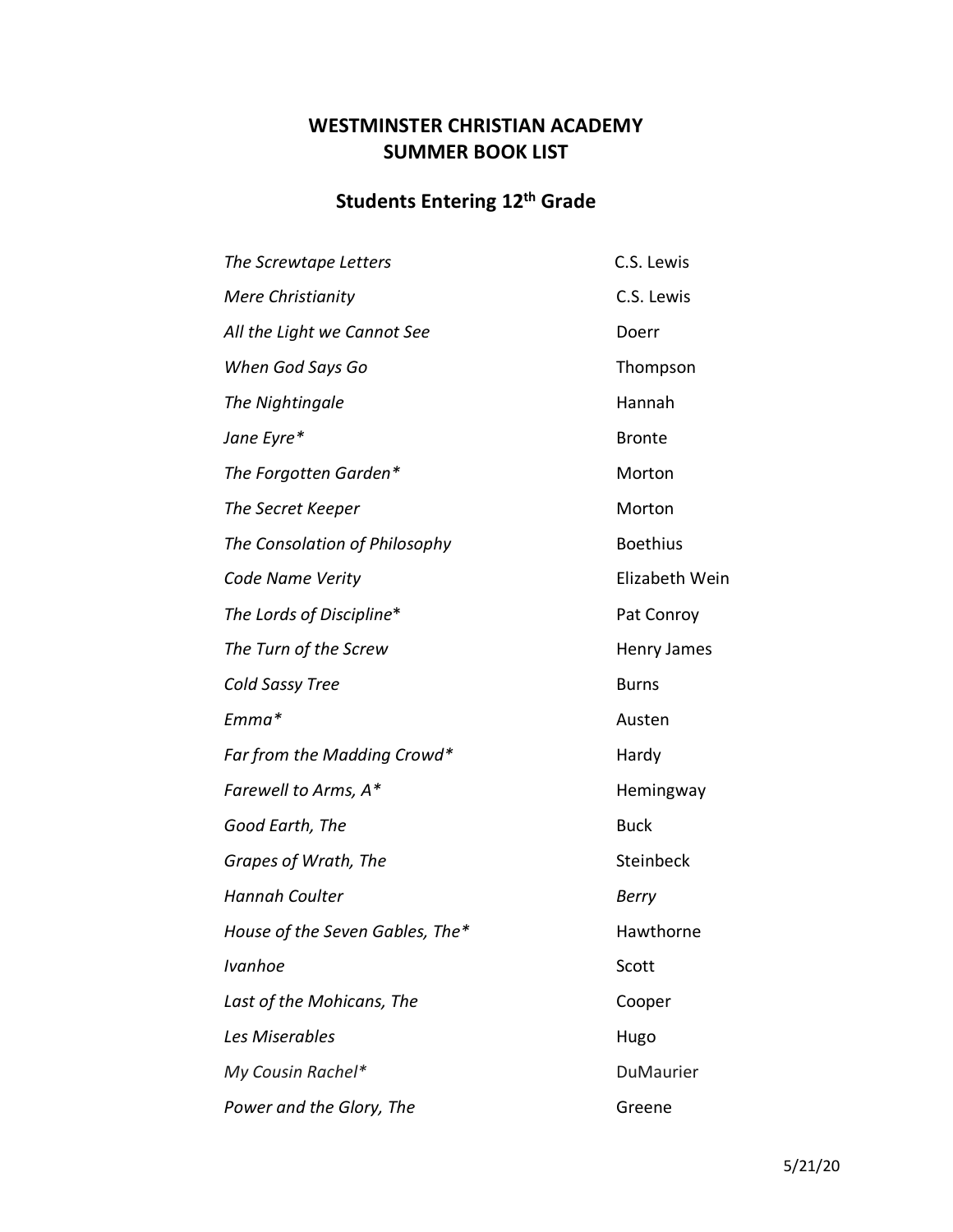# WESTMINSTER CHRISTIAN ACADEMY
# SUMMER BOOK LIST

## Students Entering 12th Grade

| | |
|---|---|
| *The Screwtape Letters* | C.S. Lewis |
| *Mere Christianity* | C.S. Lewis |
| *All the Light we Cannot See* | Doerr |
| *When God Says Go* | Thompson |
| *The Nightingale* | Hannah |
| *Jane Eyre** | Bronte |
| *The Forgotten Garden** | Morton |
| *The Secret Keeper* | Morton |
| *The Consolation of Philosophy* | Boethius |
| *Code Name Verity* | Elizabeth Wein |
| *The Lords of Discipline** | Pat Conroy |
| *The Turn of the Screw* | Henry James |
| *Cold Sassy Tree* | Burns |
| *Emma** | Austen |
| *Far from the Madding Crowd** | Hardy |
| *Farewell to Arms, A** | Hemingway |
| *Good Earth, The* | Buck |
| *Grapes of Wrath, The* | Steinbeck |
| *Hannah Coulter* | *Berry* |
| *House of the Seven Gables, The** | Hawthorne |
| *Ivanhoe* | Scott |
| *Last of the Mohicans, The* | Cooper |
| *Les Miserables* | Hugo |
| *My Cousin Rachel** | DuMaurier |
| *Power and the Glory, The* | Greene |

5/21/20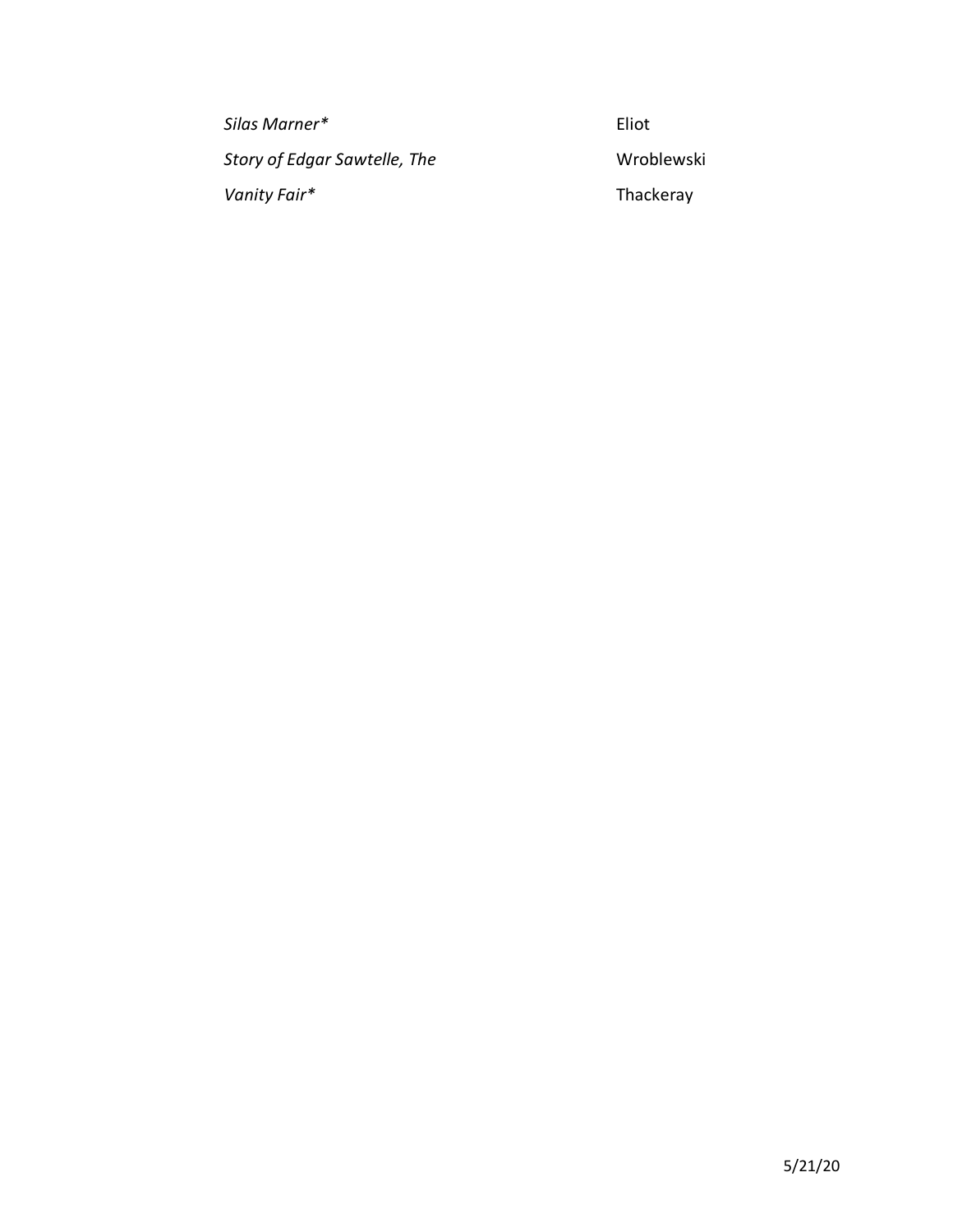| | |
|---|---|
| *Silas Marner** | Eliot |
| *Story of Edgar Sawtelle, The* | Wroblewski |
| *Vanity Fair** | Thackeray |

5/21/20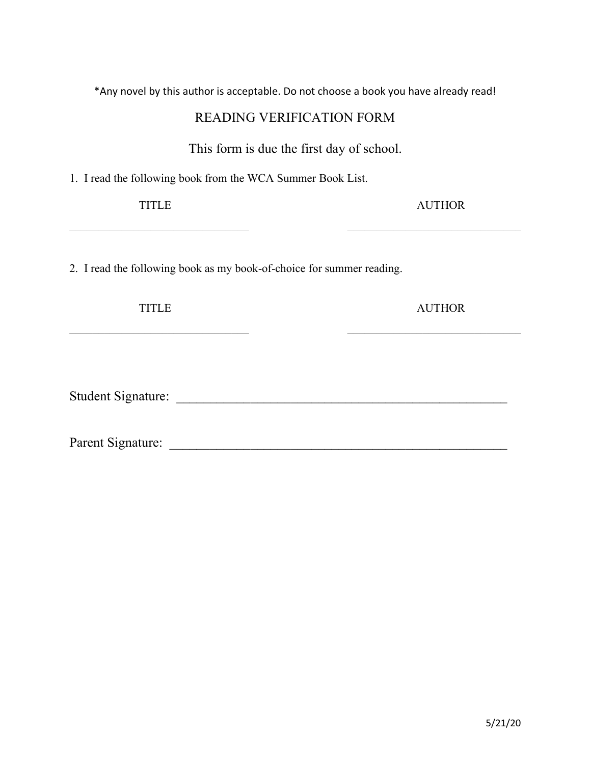*Any novel by this author is acceptable. Do not choose a book you have already read!

## READING VERIFICATION FORM

This form is due the first day of school.

1. I read the following book from the WCA Summer Book List.

| TITLE | AUTHOR |
| --- | --- |
| ______________________________ | ______________________________ |

2. I read the following book as my book-of-choice for summer reading.

| TITLE | AUTHOR |
| --- | --- |
| ______________________________ | ______________________________ |

Student Signature: ____________________________________________________

Parent Signature: ____________________________________________________

5/21/20